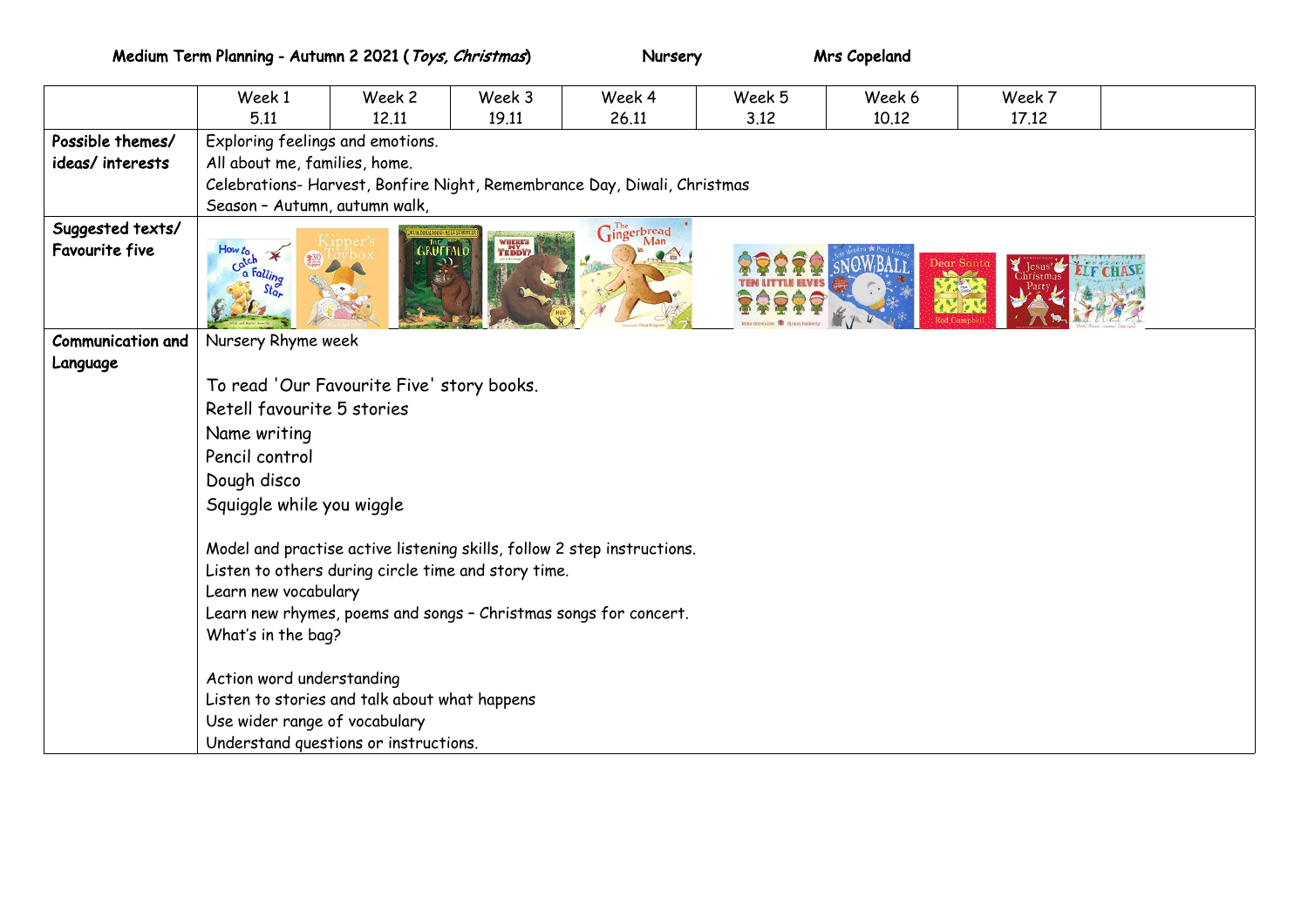Medium Term Planning - Autumn 2 2021 (*Toys, Christmas*) Nursery Mrs Copeland

| | Week 1<br>5.11 | Week 2<br>12.11 | Week 3<br>19.11 | Week 4<br>26.11 | Week 5<br>3.12 | Week 6<br>10.12 | Week 7<br>17.12 | |
|---|---|---|---|---|---|---|---|---|
| **Possible themes/ ideas/ interests** | Exploring feelings and emotions.<br>All about me, families, home.<br>Celebrations- Harvest, Bonfire Night, Remembrance Day, Diwali, Christmas<br>Season – Autumn, autumn walk, | | | | | | | |
| **Suggested texts/ Favourite five** | How to Catch a Falling Star | Kipper's Toybox | The Gruffalo | Where's My Teddy? | The Gingerbread Man | Ten Little Elves | Snowball | Dear Santa; Jesus' Christmas Party; Elf Chase |
| **Communication and Language** | Nursery Rhyme week<br><br>To read 'Our Favourite Five' story books.<br>Retell favourite 5 stories<br>Name writing<br>Pencil control<br>Dough disco<br>Squiggle while you wiggle<br><br>Model and practise active listening skills, follow 2 step instructions.<br>Listen to others during circle time and story time.<br>Learn new vocabulary<br>Learn new rhymes, poems and songs – Christmas songs for concert.<br>What's in the bag?<br><br>Action word understanding<br>Listen to stories and talk about what happens<br>Use wider range of vocabulary<br>Understand questions or instructions. | | | | | | | |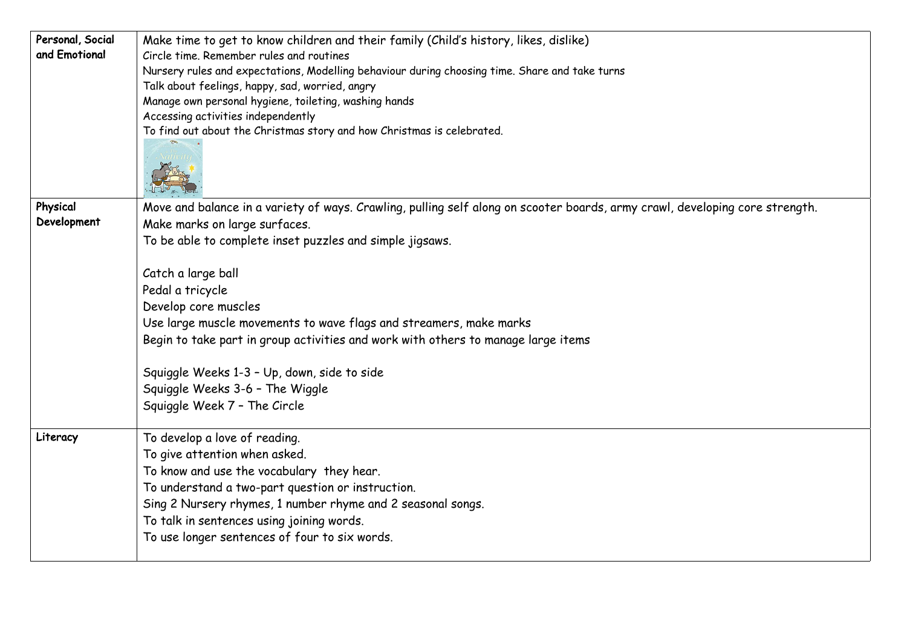| | |
|---|---|
| **Personal, Social and Emotional** | Make time to get to know children and their family (Child's history, likes, dislike)<br>Circle time. Remember rules and routines<br>Nursery rules and expectations, Modelling behaviour during choosing time. Share and take turns<br>Talk about feelings, happy, sad, worried, angry<br>Manage own personal hygiene, toileting, washing hands<br>Accessing activities independently<br>To find out about the Christmas story and how Christmas is celebrated. |
| **Physical Development** | Move and balance in a variety of ways. Crawling, pulling self along on scooter boards, army crawl, developing core strength.<br>Make marks on large surfaces.<br>To be able to complete inset puzzles and simple jigsaws.<br><br>Catch a large ball<br>Pedal a tricycle<br>Develop core muscles<br>Use large muscle movements to wave flags and streamers, make marks<br>Begin to take part in group activities and work with others to manage large items<br><br>Squiggle Weeks 1-3 – Up, down, side to side<br>Squiggle Weeks 3-6 – The Wiggle<br>Squiggle Week 7 – The Circle |
| **Literacy** | To develop a love of reading.<br>To give attention when asked.<br>To know and use the vocabulary they hear.<br>To understand a two-part question or instruction.<br>Sing 2 Nursery rhymes, 1 number rhyme and 2 seasonal songs.<br>To talk in sentences using joining words.<br>To use longer sentences of four to six words. |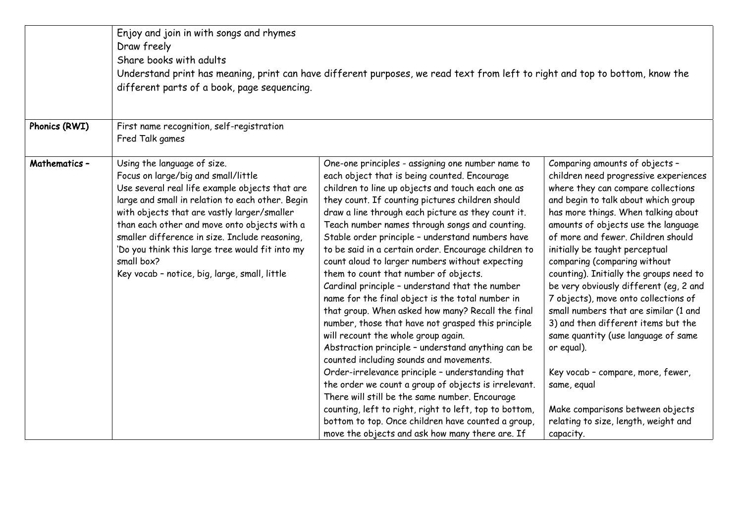| | | | |
|---|---|---|---|
| | Enjoy and join in with songs and rhymes<br>Draw freely<br>Share books with adults<br>Understand print has meaning, print can have different purposes, we read text from left to right and top to bottom, know the different parts of a book, page sequencing. | | |
| **Phonics (RWI)** | First name recognition, self-registration<br>Fred Talk games | | |
| **Mathematics –** | Using the language of size.<br>Focus on large/big and small/little<br>Use several real life example objects that are large and small in relation to each other. Begin with objects that are vastly larger/smaller than each other and move onto objects with a smaller difference in size. Include reasoning, 'Do you think this large tree would fit into my small box?<br>Key vocab – notice, big, large, small, little | One-one principles - assigning one number name to each object that is being counted. Encourage children to line up objects and touch each one as they count. If counting pictures children should draw a line through each picture as they count it. Teach number names through songs and counting.<br>Stable order principle – understand numbers have to be said in a certain order. Encourage children to count aloud to larger numbers without expecting them to count that number of objects.<br>Cardinal principle – understand that the number name for the final object is the total number in that group. When asked how many? Recall the final number, those that have not grasped this principle will recount the whole group again.<br>Abstraction principle – understand anything can be counted including sounds and movements.<br>Order-irrelevance principle – understanding that the order we count a group of objects is irrelevant. There will still be the same number. Encourage counting, left to right, right to left, top to bottom, bottom to top. Once children have counted a group, move the objects and ask how many there are. If | Comparing amounts of objects – children need progressive experiences where they can compare collections and begin to talk about which group has more things. When talking about amounts of objects use the language of more and fewer. Children should initially be taught perceptual comparing (comparing without counting). Initially the groups need to be very obviously different (eg, 2 and 7 objects), move onto collections of small numbers that are similar (1 and 3) and then different items but the same quantity (use language of same or equal).<br><br>Key vocab – compare, more, fewer, same, equal<br><br>Make comparisons between objects relating to size, length, weight and capacity. |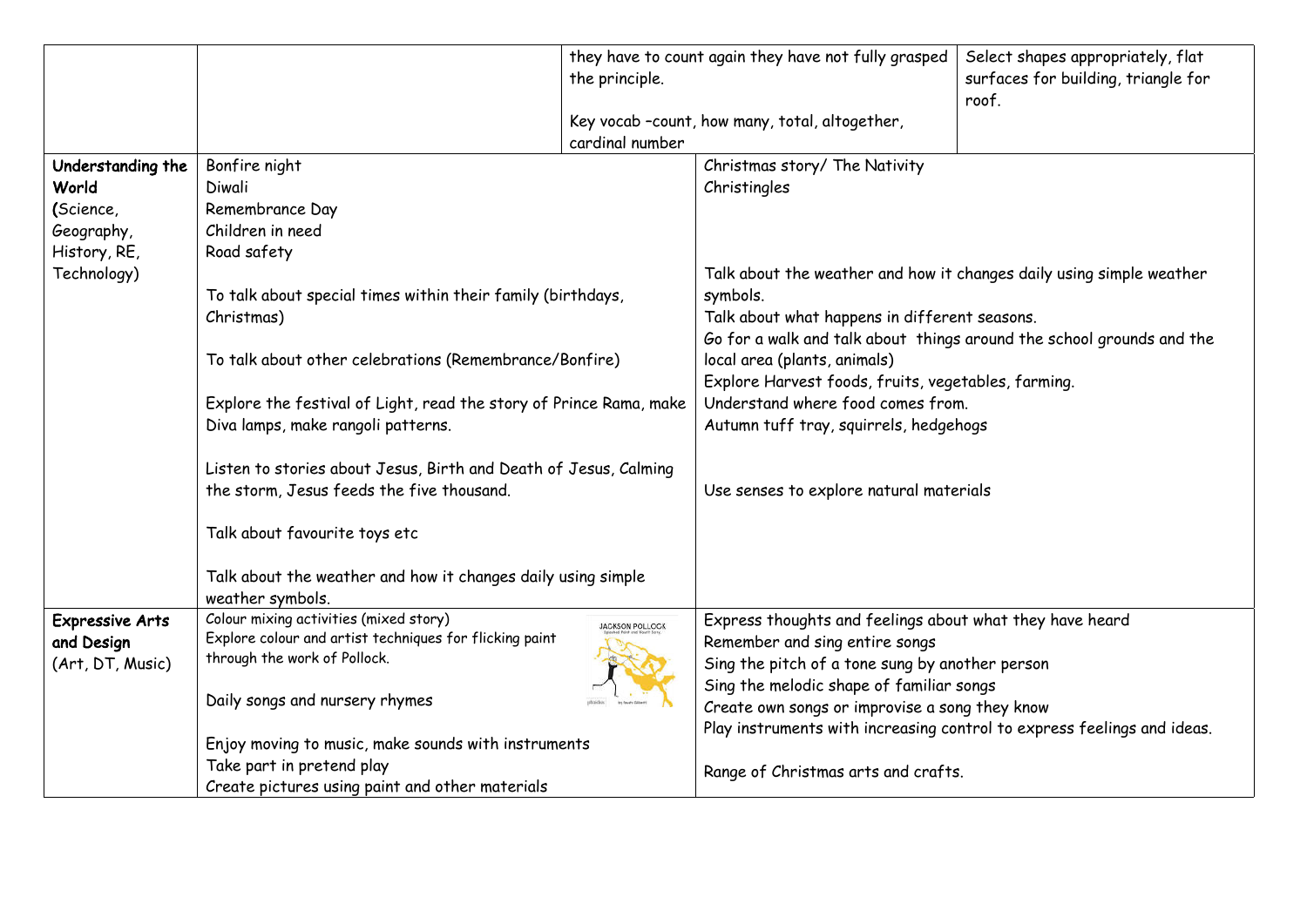| | | | | |
|---|---|---|---|---|
| | | they have to count again they have not fully grasped the principle.<br><br>Key vocab –count, how many, total, altogether, cardinal number | | Select shapes appropriately, flat surfaces for building, triangle for roof. |
| **Understanding the World** (Science, Geography, History, RE, Technology) | Bonfire night<br>Diwali<br>Remembrance Day<br>Children in need<br>Road safety<br><br>To talk about special times within their family (birthdays, Christmas)<br><br>To talk about other celebrations (Remembrance/Bonfire)<br><br>Explore the festival of Light, read the story of Prince Rama, make Diva lamps, make rangoli patterns.<br><br>Listen to stories about Jesus, Birth and Death of Jesus, Calming the storm, Jesus feeds the five thousand.<br><br>Talk about favourite toys etc<br><br>Talk about the weather and how it changes daily using simple weather symbols. | | Christmas story/ The Nativity<br>Christingles<br><br>Talk about the weather and how it changes daily using simple weather symbols.<br>Talk about what happens in different seasons.<br>Go for a walk and talk about things around the school grounds and the local area (plants, animals)<br>Explore Harvest foods, fruits, vegetables, farming.<br>Understand where food comes from.<br>Autumn tuff tray, squirrels, hedgehogs<br><br>Use senses to explore natural materials | |
| **Expressive Arts and Design** (Art, DT, Music) | Colour mixing activities (mixed story)<br>Explore colour and artist techniques for flicking paint through the work of Pollock.<br><br>Daily songs and nursery rhymes<br><br>Enjoy moving to music, make sounds with instruments<br>Take part in pretend play<br>Create pictures using paint and other materials | | Express thoughts and feelings about what they have heard<br>Remember and sing entire songs<br>Sing the pitch of a tone sung by another person<br>Sing the melodic shape of familiar songs<br>Create own songs or improvise a song they know<br>Play instruments with increasing control to express feelings and ideas.<br><br>Range of Christmas arts and crafts. | |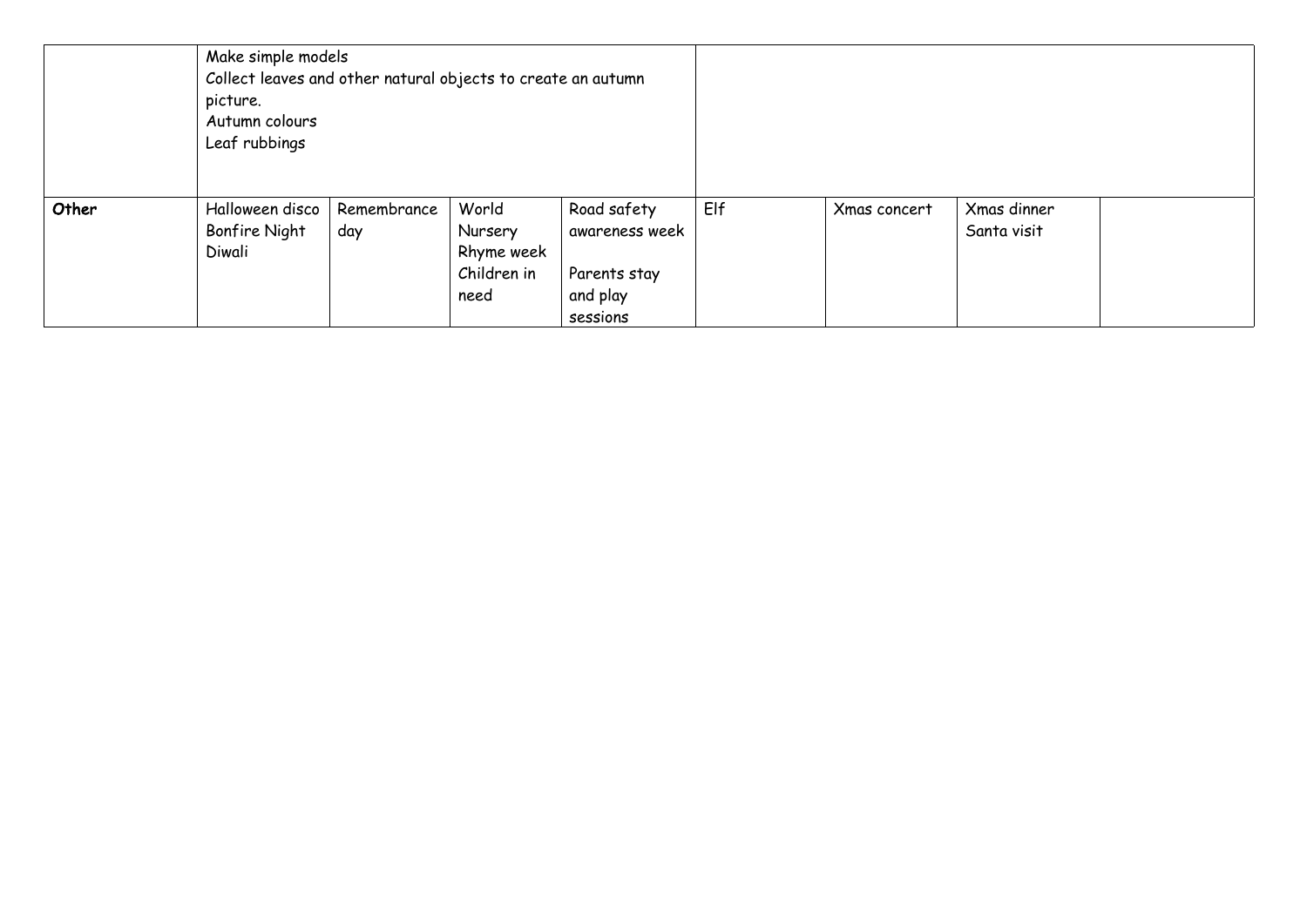| | | | | | | | | |
|---|---|---|---|---|---|---|---|---|
| | Make simple models<br>Collect leaves and other natural objects to create an autumn picture.<br>Autumn colours<br>Leaf rubbings | | | | | | | |
| **Other** | Halloween disco<br>Bonfire Night<br>Diwali | Remembrance day | World Nursery Rhyme week<br>Children in need | Road safety awareness week<br><br>Parents stay and play sessions | Elf | Xmas concert | Xmas dinner<br>Santa visit | |